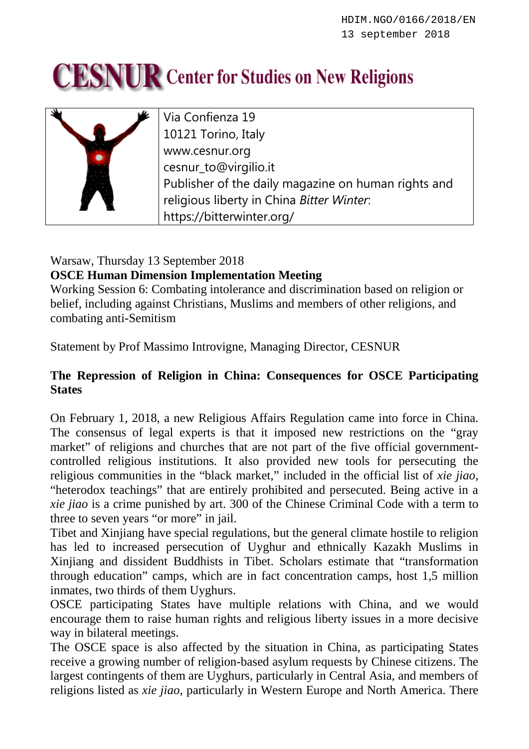HDIM.NGO/0166/2018/EN
13 september 2018

# CESNUR Center for Studies on New Religions

| | |
|---|---|
| | Via Confienza 19<br>10121 Torino, Italy<br>www.cesnur.org<br>cesnur_to@virgilio.it<br>Publisher of the daily magazine on human rights and religious liberty in China *Bitter Winter*:<br>https://bitterwinter.org/ |

Warsaw, Thursday 13 September 2018
**OSCE Human Dimension Implementation Meeting**
Working Session 6: Combating intolerance and discrimination based on religion or belief, including against Christians, Muslims and members of other religions, and combating anti-Semitism

Statement by Prof Massimo Introvigne, Managing Director, CESNUR

**The Repression of Religion in China: Consequences for OSCE Participating States**

On February 1, 2018, a new Religious Affairs Regulation came into force in China. The consensus of legal experts is that it imposed new restrictions on the "gray market" of religions and churches that are not part of the five official government-controlled religious institutions. It also provided new tools for persecuting the religious communities in the "black market," included in the official list of *xie jiao*, "heterodox teachings" that are entirely prohibited and persecuted. Being active in a *xie jiao* is a crime punished by art. 300 of the Chinese Criminal Code with a term to three to seven years "or more" in jail.
Tibet and Xinjiang have special regulations, but the general climate hostile to religion has led to increased persecution of Uyghur and ethnically Kazakh Muslims in Xinjiang and dissident Buddhists in Tibet. Scholars estimate that "transformation through education" camps, which are in fact concentration camps, host 1,5 million inmates, two thirds of them Uyghurs.
OSCE participating States have multiple relations with China, and we would encourage them to raise human rights and religious liberty issues in a more decisive way in bilateral meetings.
The OSCE space is also affected by the situation in China, as participating States receive a growing number of religion-based asylum requests by Chinese citizens. The largest contingents of them are Uyghurs, particularly in Central Asia, and members of religions listed as *xie jiao*, particularly in Western Europe and North America. There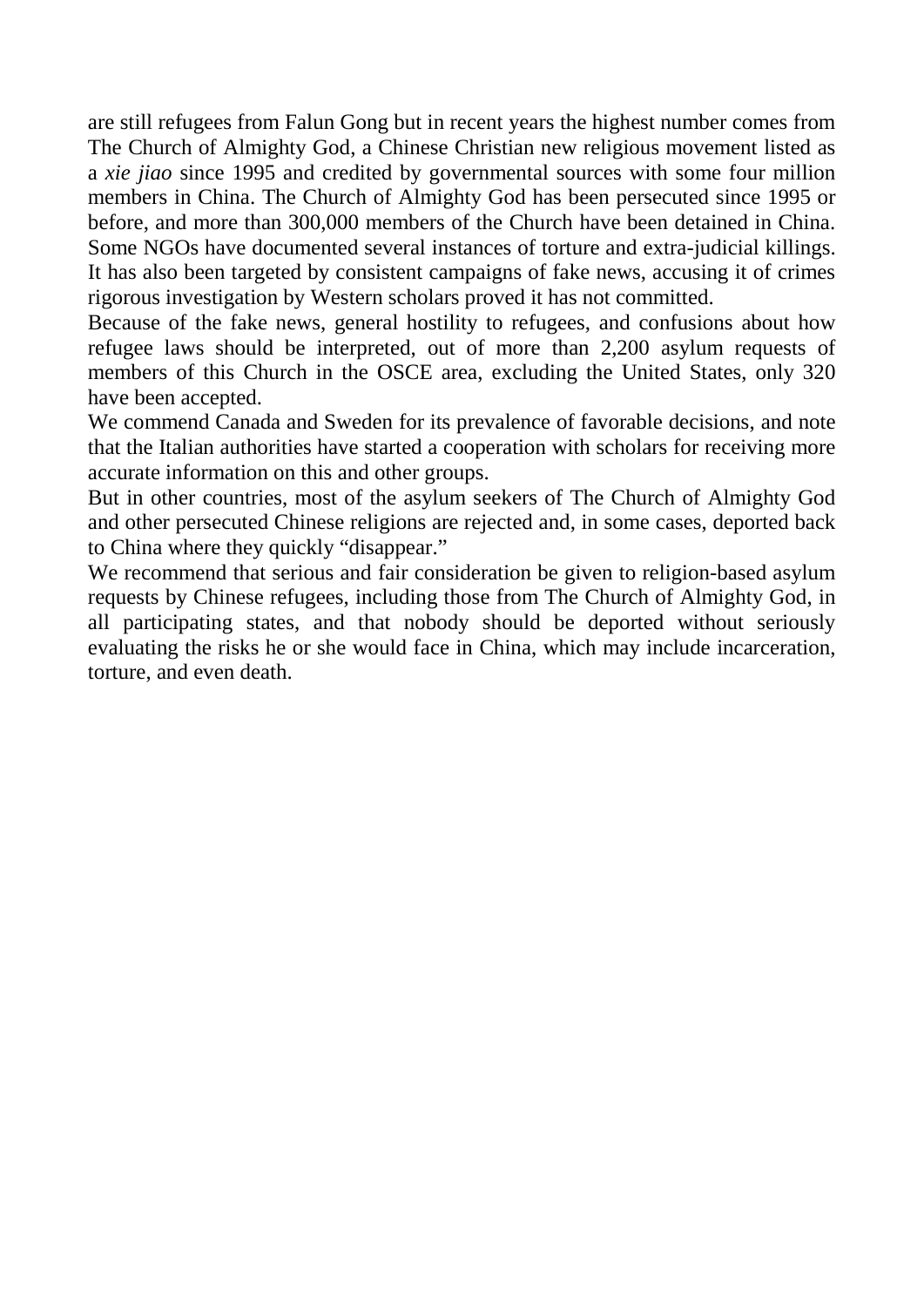are still refugees from Falun Gong but in recent years the highest number comes from The Church of Almighty God, a Chinese Christian new religious movement listed as a *xie jiao* since 1995 and credited by governmental sources with some four million members in China. The Church of Almighty God has been persecuted since 1995 or before, and more than 300,000 members of the Church have been detained in China. Some NGOs have documented several instances of torture and extra-judicial killings. It has also been targeted by consistent campaigns of fake news, accusing it of crimes rigorous investigation by Western scholars proved it has not committed.

Because of the fake news, general hostility to refugees, and confusions about how refugee laws should be interpreted, out of more than 2,200 asylum requests of members of this Church in the OSCE area, excluding the United States, only 320 have been accepted.

We commend Canada and Sweden for its prevalence of favorable decisions, and note that the Italian authorities have started a cooperation with scholars for receiving more accurate information on this and other groups.

But in other countries, most of the asylum seekers of The Church of Almighty God and other persecuted Chinese religions are rejected and, in some cases, deported back to China where they quickly "disappear."

We recommend that serious and fair consideration be given to religion-based asylum requests by Chinese refugees, including those from The Church of Almighty God, in all participating states, and that nobody should be deported without seriously evaluating the risks he or she would face in China, which may include incarceration, torture, and even death.